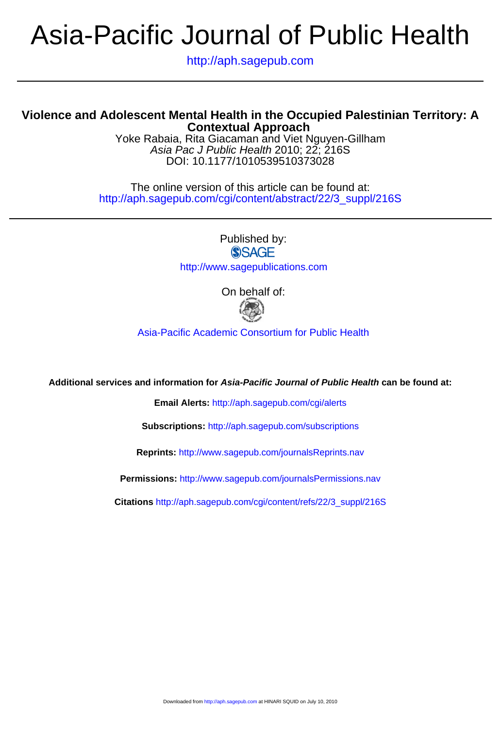# Asia-Pacific Journal of Public Health

http://aph.sagepub.com

## Violence and Adolescent Mental Health in the Occupied Palestinian Territory: A Contextual Approach

Yoke Rabaia, Rita Giacaman and Viet Nguyen-Gillham

*Asia Pac J Public Health* 2010; 22; 216S

DOI: 10.1177/1010539510373028

The online version of this article can be found at:
http://aph.sagepub.com/cgi/content/abstract/22/3_suppl/216S

Published by:

SAGE

http://www.sagepublications.com

On behalf of:

Asia-Pacific Academic Consortium for Public Health

**Additional services and information for *Asia-Pacific Journal of Public Health* can be found at:**

**Email Alerts:** http://aph.sagepub.com/cgi/alerts

**Subscriptions:** http://aph.sagepub.com/subscriptions

**Reprints:** http://www.sagepub.com/journalsReprints.nav

**Permissions:** http://www.sagepub.com/journalsPermissions.nav

**Citations** http://aph.sagepub.com/cgi/content/refs/22/3_suppl/216S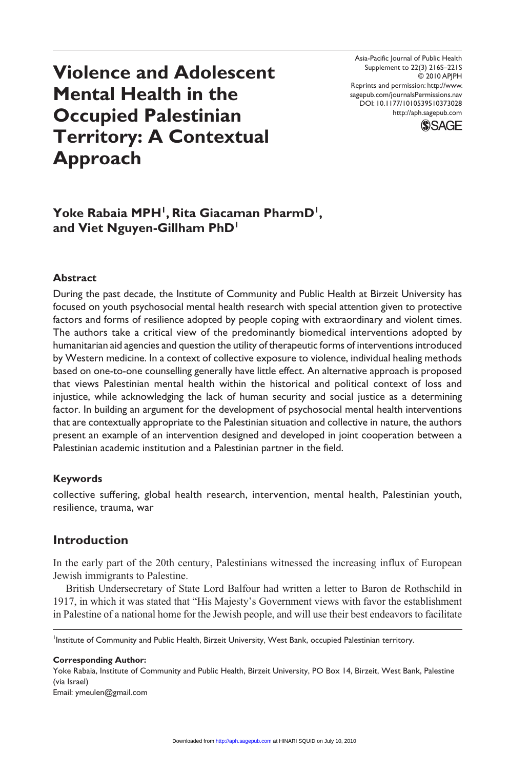# Violence and Adolescent Mental Health in the Occupied Palestinian Territory: A Contextual Approach

**Yoke Rabaia MPH[1], Rita Giacaman PharmD[1], and Viet Nguyen-Gillham PhD[1]**

### Abstract

During the past decade, the Institute of Community and Public Health at Birzeit University has focused on youth psychosocial mental health research with special attention given to protective factors and forms of resilience adopted by people coping with extraordinary and violent times. The authors take a critical view of the predominantly biomedical interventions adopted by humanitarian aid agencies and question the utility of therapeutic forms of interventions introduced by Western medicine. In a context of collective exposure to violence, individual healing methods based on one-to-one counselling generally have little effect. An alternative approach is proposed that views Palestinian mental health within the historical and political context of loss and injustice, while acknowledging the lack of human security and social justice as a determining factor. In building an argument for the development of psychosocial mental health interventions that are contextually appropriate to the Palestinian situation and collective in nature, the authors present an example of an intervention designed and developed in joint cooperation between a Palestinian academic institution and a Palestinian partner in the field.

### Keywords

collective suffering, global health research, intervention, mental health, Palestinian youth, resilience, trauma, war

## Introduction

In the early part of the 20th century, Palestinians witnessed the increasing influx of European Jewish immigrants to Palestine.

British Undersecretary of State Lord Balfour had written a letter to Baron de Rothschild in 1917, in which it was stated that "His Majesty's Government views with favor the establishment in Palestine of a national home for the Jewish people, and will use their best endeavors to facilitate

[1]Institute of Community and Public Health, Birzeit University, West Bank, occupied Palestinian territory.

**Corresponding Author:**
Yoke Rabaia, Institute of Community and Public Health, Birzeit University, PO Box 14, Birzeit, West Bank, Palestine (via Israel)
Email: ymeulen@gmail.com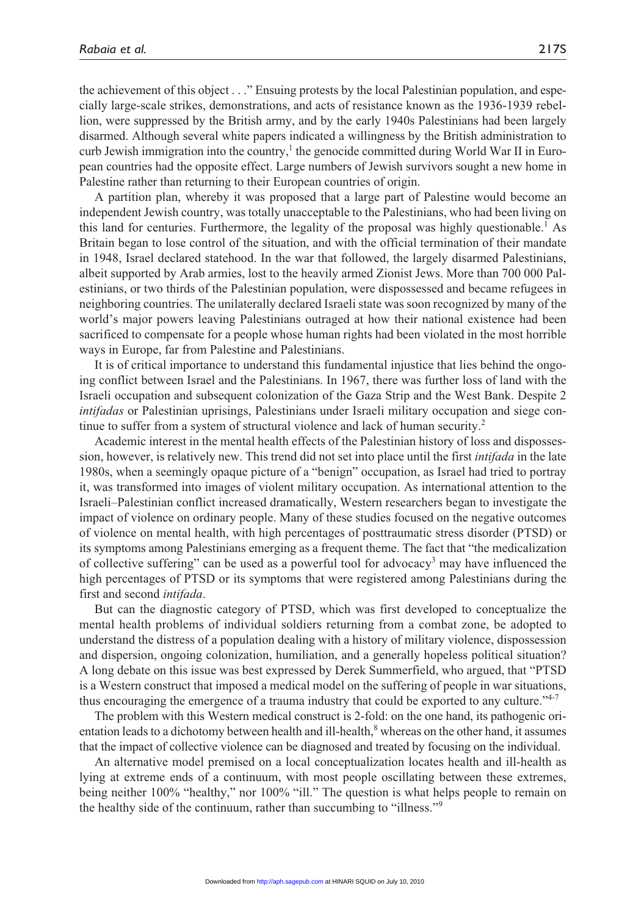the achievement of this object . . ." Ensuing protests by the local Palestinian population, and especially large-scale strikes, demonstrations, and acts of resistance known as the 1936-1939 rebellion, were suppressed by the British army, and by the early 1940s Palestinians had been largely disarmed. Although several white papers indicated a willingness by the British administration to curb Jewish immigration into the country,[1] the genocide committed during World War II in European countries had the opposite effect. Large numbers of Jewish survivors sought a new home in Palestine rather than returning to their European countries of origin.

A partition plan, whereby it was proposed that a large part of Palestine would become an independent Jewish country, was totally unacceptable to the Palestinians, who had been living on this land for centuries. Furthermore, the legality of the proposal was highly questionable.[1] As Britain began to lose control of the situation, and with the official termination of their mandate in 1948, Israel declared statehood. In the war that followed, the largely disarmed Palestinians, albeit supported by Arab armies, lost to the heavily armed Zionist Jews. More than 700 000 Palestinians, or two thirds of the Palestinian population, were dispossessed and became refugees in neighboring countries. The unilaterally declared Israeli state was soon recognized by many of the world's major powers leaving Palestinians outraged at how their national existence had been sacrificed to compensate for a people whose human rights had been violated in the most horrible ways in Europe, far from Palestine and Palestinians.

It is of critical importance to understand this fundamental injustice that lies behind the ongoing conflict between Israel and the Palestinians. In 1967, there was further loss of land with the Israeli occupation and subsequent colonization of the Gaza Strip and the West Bank. Despite 2 *intifadas* or Palestinian uprisings, Palestinians under Israeli military occupation and siege continue to suffer from a system of structural violence and lack of human security.[2]

Academic interest in the mental health effects of the Palestinian history of loss and dispossession, however, is relatively new. This trend did not set into place until the first *intifada* in the late 1980s, when a seemingly opaque picture of a "benign" occupation, as Israel had tried to portray it, was transformed into images of violent military occupation. As international attention to the Israeli–Palestinian conflict increased dramatically, Western researchers began to investigate the impact of violence on ordinary people. Many of these studies focused on the negative outcomes of violence on mental health, with high percentages of posttraumatic stress disorder (PTSD) or its symptoms among Palestinians emerging as a frequent theme. The fact that "the medicalization of collective suffering" can be used as a powerful tool for advocacy[3] may have influenced the high percentages of PTSD or its symptoms that were registered among Palestinians during the first and second *intifada*.

But can the diagnostic category of PTSD, which was first developed to conceptualize the mental health problems of individual soldiers returning from a combat zone, be adopted to understand the distress of a population dealing with a history of military violence, dispossession and dispersion, ongoing colonization, humiliation, and a generally hopeless political situation? A long debate on this issue was best expressed by Derek Summerfield, who argued, that "PTSD is a Western construct that imposed a medical model on the suffering of people in war situations, thus encouraging the emergence of a trauma industry that could be exported to any culture."[4-7]

The problem with this Western medical construct is 2-fold: on the one hand, its pathogenic orientation leads to a dichotomy between health and ill-health,[8] whereas on the other hand, it assumes that the impact of collective violence can be diagnosed and treated by focusing on the individual.

An alternative model premised on a local conceptualization locates health and ill-health as lying at extreme ends of a continuum, with most people oscillating between these extremes, being neither 100% "healthy," nor 100% "ill." The question is what helps people to remain on the healthy side of the continuum, rather than succumbing to "illness."[9]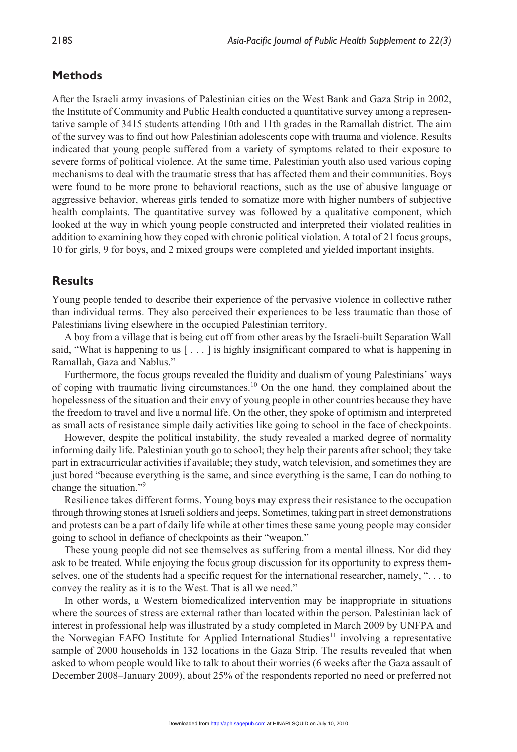## Methods

After the Israeli army invasions of Palestinian cities on the West Bank and Gaza Strip in 2002, the Institute of Community and Public Health conducted a quantitative survey among a representative sample of 3415 students attending 10th and 11th grades in the Ramallah district. The aim of the survey was to find out how Palestinian adolescents cope with trauma and violence. Results indicated that young people suffered from a variety of symptoms related to their exposure to severe forms of political violence. At the same time, Palestinian youth also used various coping mechanisms to deal with the traumatic stress that has affected them and their communities. Boys were found to be more prone to behavioral reactions, such as the use of abusive language or aggressive behavior, whereas girls tended to somatize more with higher numbers of subjective health complaints. The quantitative survey was followed by a qualitative component, which looked at the way in which young people constructed and interpreted their violated realities in addition to examining how they coped with chronic political violation. A total of 21 focus groups, 10 for girls, 9 for boys, and 2 mixed groups were completed and yielded important insights.

## Results

Young people tended to describe their experience of the pervasive violence in collective rather than individual terms. They also perceived their experiences to be less traumatic than those of Palestinians living elsewhere in the occupied Palestinian territory.

A boy from a village that is being cut off from other areas by the Israeli-built Separation Wall said, "What is happening to us [ . . . ] is highly insignificant compared to what is happening in Ramallah, Gaza and Nablus."

Furthermore, the focus groups revealed the fluidity and dualism of young Palestinians' ways of coping with traumatic living circumstances.[10] On the one hand, they complained about the hopelessness of the situation and their envy of young people in other countries because they have the freedom to travel and live a normal life. On the other, they spoke of optimism and interpreted as small acts of resistance simple daily activities like going to school in the face of checkpoints.

However, despite the political instability, the study revealed a marked degree of normality informing daily life. Palestinian youth go to school; they help their parents after school; they take part in extracurricular activities if available; they study, watch television, and sometimes they are just bored "because everything is the same, and since everything is the same, I can do nothing to change the situation."[9]

Resilience takes different forms. Young boys may express their resistance to the occupation through throwing stones at Israeli soldiers and jeeps. Sometimes, taking part in street demonstrations and protests can be a part of daily life while at other times these same young people may consider going to school in defiance of checkpoints as their "weapon."

These young people did not see themselves as suffering from a mental illness. Nor did they ask to be treated. While enjoying the focus group discussion for its opportunity to express themselves, one of the students had a specific request for the international researcher, namely, ". . . to convey the reality as it is to the West. That is all we need."

In other words, a Western biomedicalized intervention may be inappropriate in situations where the sources of stress are external rather than located within the person. Palestinian lack of interest in professional help was illustrated by a study completed in March 2009 by UNFPA and the Norwegian FAFO Institute for Applied International Studies[11] involving a representative sample of 2000 households in 132 locations in the Gaza Strip. The results revealed that when asked to whom people would like to talk to about their worries (6 weeks after the Gaza assault of December 2008–January 2009), about 25% of the respondents reported no need or preferred not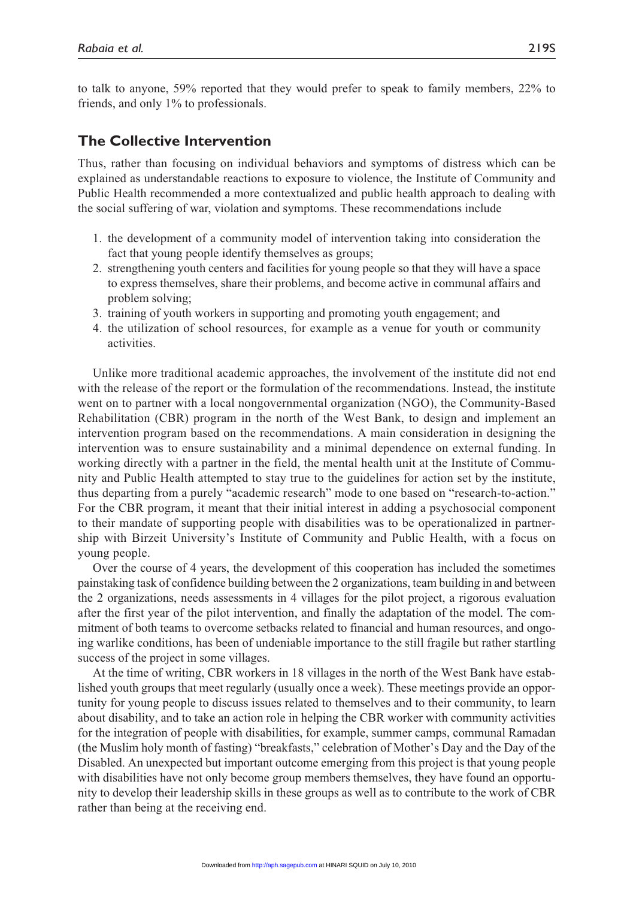to talk to anyone, 59% reported that they would prefer to speak to family members, 22% to friends, and only 1% to professionals.

## The Collective Intervention

Thus, rather than focusing on individual behaviors and symptoms of distress which can be explained as understandable reactions to exposure to violence, the Institute of Community and Public Health recommended a more contextualized and public health approach to dealing with the social suffering of war, violation and symptoms. These recommendations include

1. the development of a community model of intervention taking into consideration the fact that young people identify themselves as groups;
2. strengthening youth centers and facilities for young people so that they will have a space to express themselves, share their problems, and become active in communal affairs and problem solving;
3. training of youth workers in supporting and promoting youth engagement; and
4. the utilization of school resources, for example as a venue for youth or community activities.

Unlike more traditional academic approaches, the involvement of the institute did not end with the release of the report or the formulation of the recommendations. Instead, the institute went on to partner with a local nongovernmental organization (NGO), the Community-Based Rehabilitation (CBR) program in the north of the West Bank, to design and implement an intervention program based on the recommendations. A main consideration in designing the intervention was to ensure sustainability and a minimal dependence on external funding. In working directly with a partner in the field, the mental health unit at the Institute of Community and Public Health attempted to stay true to the guidelines for action set by the institute, thus departing from a purely "academic research" mode to one based on "research-to-action." For the CBR program, it meant that their initial interest in adding a psychosocial component to their mandate of supporting people with disabilities was to be operationalized in partnership with Birzeit University's Institute of Community and Public Health, with a focus on young people.

Over the course of 4 years, the development of this cooperation has included the sometimes painstaking task of confidence building between the 2 organizations, team building in and between the 2 organizations, needs assessments in 4 villages for the pilot project, a rigorous evaluation after the first year of the pilot intervention, and finally the adaptation of the model. The commitment of both teams to overcome setbacks related to financial and human resources, and ongoing warlike conditions, has been of undeniable importance to the still fragile but rather startling success of the project in some villages.

At the time of writing, CBR workers in 18 villages in the north of the West Bank have established youth groups that meet regularly (usually once a week). These meetings provide an opportunity for young people to discuss issues related to themselves and to their community, to learn about disability, and to take an action role in helping the CBR worker with community activities for the integration of people with disabilities, for example, summer camps, communal Ramadan (the Muslim holy month of fasting) "breakfasts," celebration of Mother's Day and the Day of the Disabled. An unexpected but important outcome emerging from this project is that young people with disabilities have not only become group members themselves, they have found an opportunity to develop their leadership skills in these groups as well as to contribute to the work of CBR rather than being at the receiving end.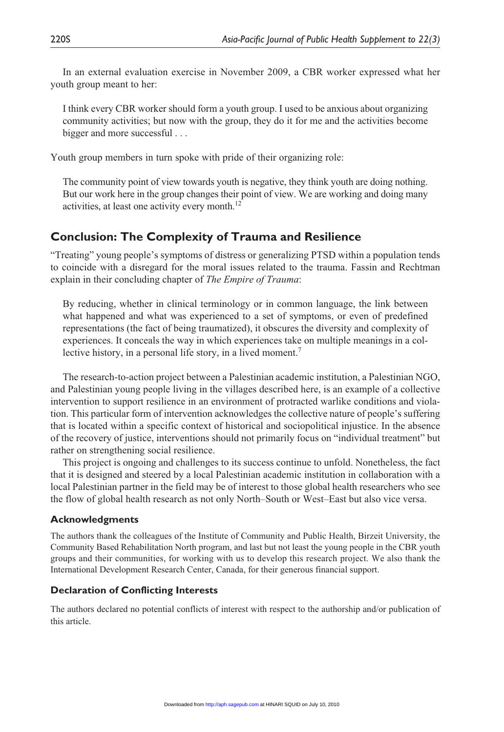In an external evaluation exercise in November 2009, a CBR worker expressed what her youth group meant to her:

> I think every CBR worker should form a youth group. I used to be anxious about organizing community activities; but now with the group, they do it for me and the activities become bigger and more successful . . .

Youth group members in turn spoke with pride of their organizing role:

> The community point of view towards youth is negative, they think youth are doing nothing. But our work here in the group changes their point of view. We are working and doing many activities, at least one activity every month.[12]

## Conclusion: The Complexity of Trauma and Resilience

"Treating" young people's symptoms of distress or generalizing PTSD within a population tends to coincide with a disregard for the moral issues related to the trauma. Fassin and Rechtman explain in their concluding chapter of *The Empire of Trauma*:

> By reducing, whether in clinical terminology or in common language, the link between what happened and what was experienced to a set of symptoms, or even of predefined representations (the fact of being traumatized), it obscures the diversity and complexity of experiences. It conceals the way in which experiences take on multiple meanings in a collective history, in a personal life story, in a lived moment.[7]

The research-to-action project between a Palestinian academic institution, a Palestinian NGO, and Palestinian young people living in the villages described here, is an example of a collective intervention to support resilience in an environment of protracted warlike conditions and violation. This particular form of intervention acknowledges the collective nature of people's suffering that is located within a specific context of historical and sociopolitical injustice. In the absence of the recovery of justice, interventions should not primarily focus on "individual treatment" but rather on strengthening social resilience.

This project is ongoing and challenges to its success continue to unfold. Nonetheless, the fact that it is designed and steered by a local Palestinian academic institution in collaboration with a local Palestinian partner in the field may be of interest to those global health researchers who see the flow of global health research as not only North–South or West–East but also vice versa.

### Acknowledgments

The authors thank the colleagues of the Institute of Community and Public Health, Birzeit University, the Community Based Rehabilitation North program, and last but not least the young people in the CBR youth groups and their communities, for working with us to develop this research project. We also thank the International Development Research Center, Canada, for their generous financial support.

### Declaration of Conflicting Interests

The authors declared no potential conflicts of interest with respect to the authorship and/or publication of this article.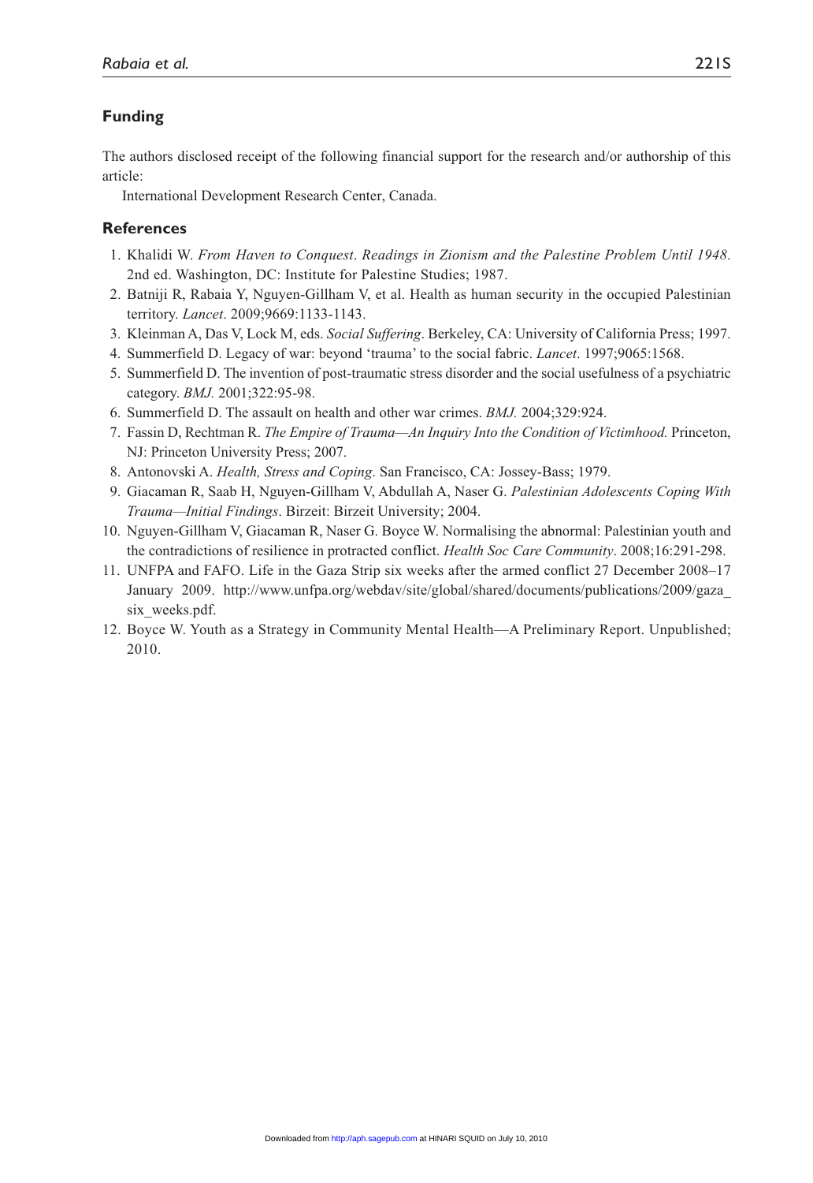## Funding

The authors disclosed receipt of the following financial support for the research and/or authorship of this article:

International Development Research Center, Canada.

## References

1. Khalidi W. *From Haven to Conquest. Readings in Zionism and the Palestine Problem Until 1948*. 2nd ed. Washington, DC: Institute for Palestine Studies; 1987.
2. Batniji R, Rabaia Y, Nguyen-Gillham V, et al. Health as human security in the occupied Palestinian territory. *Lancet*. 2009;9669:1133-1143.
3. Kleinman A, Das V, Lock M, eds. *Social Suffering*. Berkeley, CA: University of California Press; 1997.
4. Summerfield D. Legacy of war: beyond 'trauma' to the social fabric. *Lancet*. 1997;9065:1568.
5. Summerfield D. The invention of post-traumatic stress disorder and the social usefulness of a psychiatric category. *BMJ*. 2001;322:95-98.
6. Summerfield D. The assault on health and other war crimes. *BMJ*. 2004;329:924.
7. Fassin D, Rechtman R. *The Empire of Trauma—An Inquiry Into the Condition of Victimhood.* Princeton, NJ: Princeton University Press; 2007.
8. Antonovski A. *Health, Stress and Coping*. San Francisco, CA: Jossey-Bass; 1979.
9. Giacaman R, Saab H, Nguyen-Gillham V, Abdullah A, Naser G. *Palestinian Adolescents Coping With Trauma—Initial Findings*. Birzeit: Birzeit University; 2004.
10. Nguyen-Gillham V, Giacaman R, Naser G. Boyce W. Normalising the abnormal: Palestinian youth and the contradictions of resilience in protracted conflict. *Health Soc Care Community*. 2008;16:291-298.
11. UNFPA and FAFO. Life in the Gaza Strip six weeks after the armed conflict 27 December 2008–17 January 2009. http://www.unfpa.org/webdav/site/global/shared/documents/publications/2009/gaza_six_weeks.pdf.
12. Boyce W. Youth as a Strategy in Community Mental Health—A Preliminary Report. Unpublished; 2010.

Downloaded from http://aph.sagepub.com at HINARI SQUID on July 10, 2010